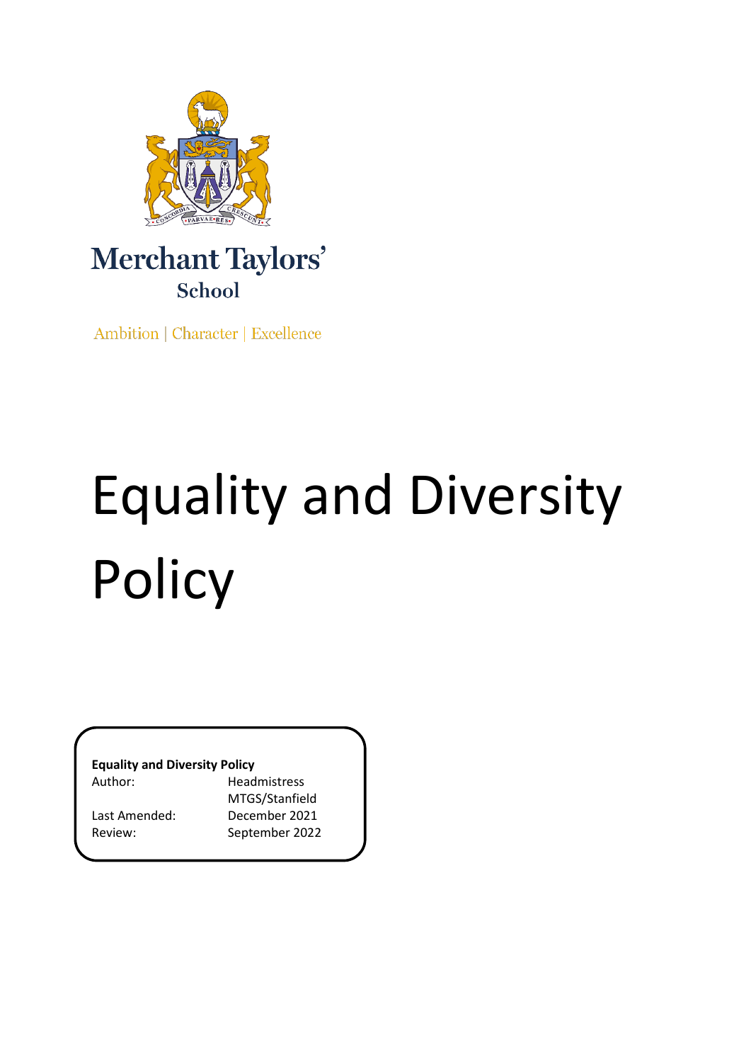Merchant Taylors'
School

Ambition | Character | Excellence

# Equality and Diversity Policy

**Equality and Diversity Policy**

| | |
|---|---|
| Author: | Headmistress MTGS/Stanfield |
| Last Amended: | December 2021 |
| Review: | September 2022 |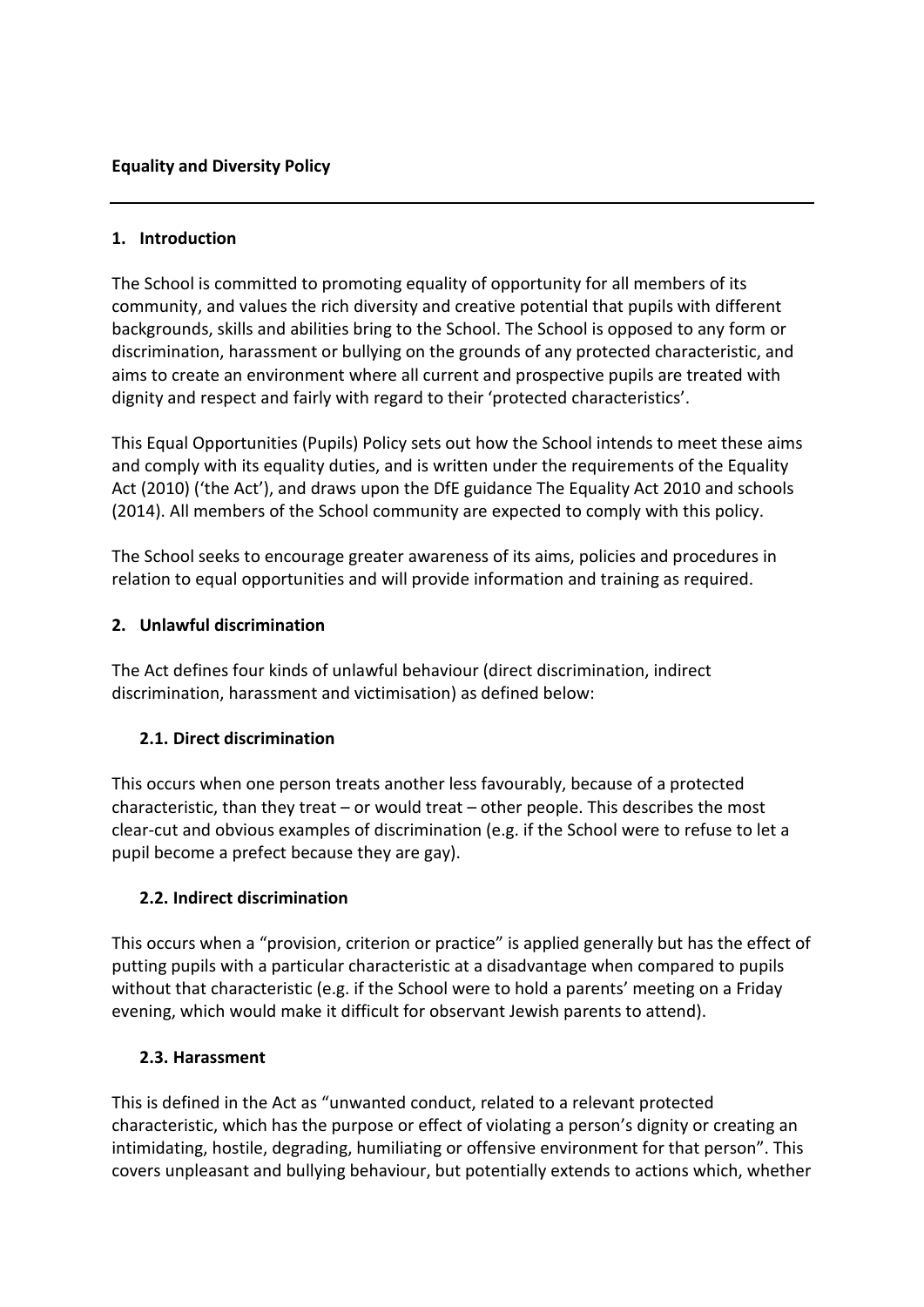**Equality and Diversity Policy**

---

## 1. Introduction

The School is committed to promoting equality of opportunity for all members of its community, and values the rich diversity and creative potential that pupils with different backgrounds, skills and abilities bring to the School. The School is opposed to any form or discrimination, harassment or bullying on the grounds of any protected characteristic, and aims to create an environment where all current and prospective pupils are treated with dignity and respect and fairly with regard to their 'protected characteristics'.

This Equal Opportunities (Pupils) Policy sets out how the School intends to meet these aims and comply with its equality duties, and is written under the requirements of the Equality Act (2010) ('the Act'), and draws upon the DfE guidance The Equality Act 2010 and schools (2014). All members of the School community are expected to comply with this policy.

The School seeks to encourage greater awareness of its aims, policies and procedures in relation to equal opportunities and will provide information and training as required.

## 2. Unlawful discrimination

The Act defines four kinds of unlawful behaviour (direct discrimination, indirect discrimination, harassment and victimisation) as defined below:

### 2.1. Direct discrimination

This occurs when one person treats another less favourably, because of a protected characteristic, than they treat – or would treat – other people. This describes the most clear-cut and obvious examples of discrimination (e.g. if the School were to refuse to let a pupil become a prefect because they are gay).

### 2.2. Indirect discrimination

This occurs when a "provision, criterion or practice" is applied generally but has the effect of putting pupils with a particular characteristic at a disadvantage when compared to pupils without that characteristic (e.g. if the School were to hold a parents' meeting on a Friday evening, which would make it difficult for observant Jewish parents to attend).

### 2.3. Harassment

This is defined in the Act as "unwanted conduct, related to a relevant protected characteristic, which has the purpose or effect of violating a person's dignity or creating an intimidating, hostile, degrading, humiliating or offensive environment for that person". This covers unpleasant and bullying behaviour, but potentially extends to actions which, whether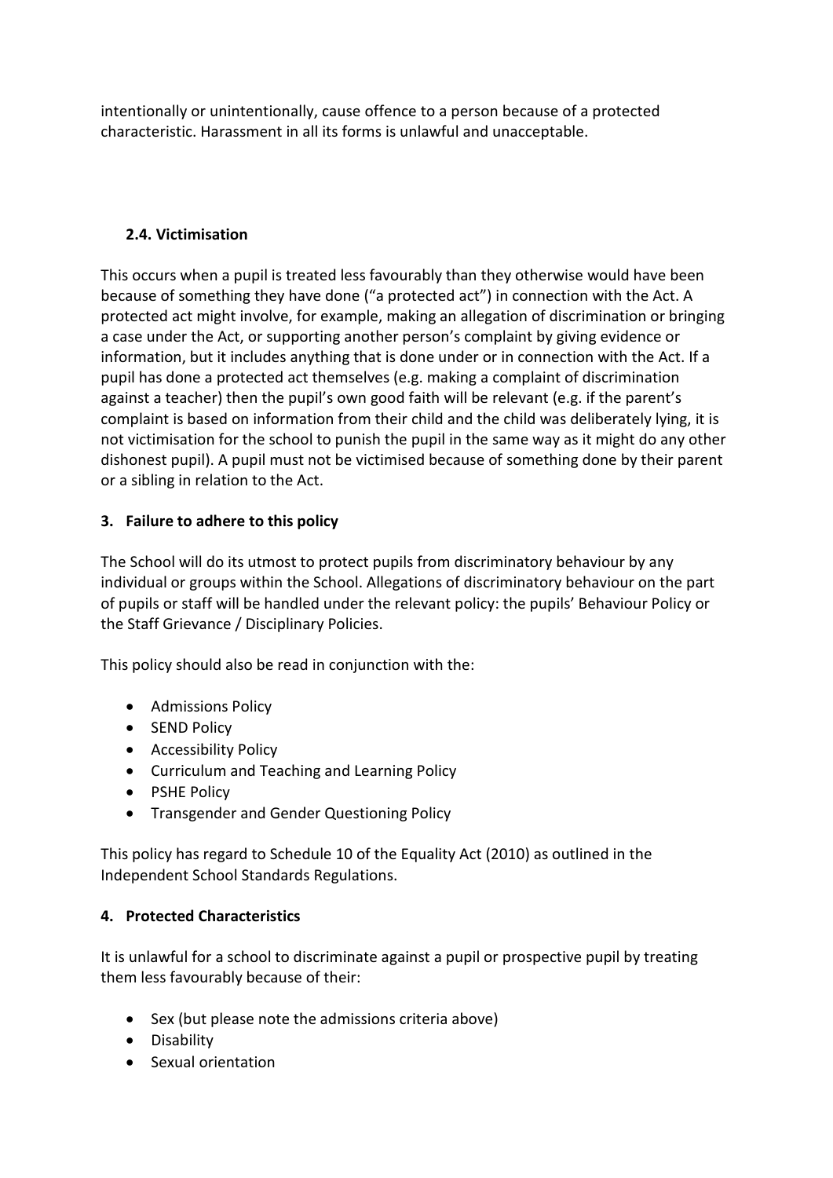intentionally or unintentionally, cause offence to a person because of a protected characteristic. Harassment in all its forms is unlawful and unacceptable.

### 2.4. Victimisation

This occurs when a pupil is treated less favourably than they otherwise would have been because of something they have done ("a protected act") in connection with the Act. A protected act might involve, for example, making an allegation of discrimination or bringing a case under the Act, or supporting another person's complaint by giving evidence or information, but it includes anything that is done under or in connection with the Act. If a pupil has done a protected act themselves (e.g. making a complaint of discrimination against a teacher) then the pupil's own good faith will be relevant (e.g. if the parent's complaint is based on information from their child and the child was deliberately lying, it is not victimisation for the school to punish the pupil in the same way as it might do any other dishonest pupil). A pupil must not be victimised because of something done by their parent or a sibling in relation to the Act.

## 3. Failure to adhere to this policy

The School will do its utmost to protect pupils from discriminatory behaviour by any individual or groups within the School. Allegations of discriminatory behaviour on the part of pupils or staff will be handled under the relevant policy: the pupils' Behaviour Policy or the Staff Grievance / Disciplinary Policies.

This policy should also be read in conjunction with the:

- Admissions Policy
- SEND Policy
- Accessibility Policy
- Curriculum and Teaching and Learning Policy
- PSHE Policy
- Transgender and Gender Questioning Policy

This policy has regard to Schedule 10 of the Equality Act (2010) as outlined in the Independent School Standards Regulations.

## 4. Protected Characteristics

It is unlawful for a school to discriminate against a pupil or prospective pupil by treating them less favourably because of their:

- Sex (but please note the admissions criteria above)
- Disability
- Sexual orientation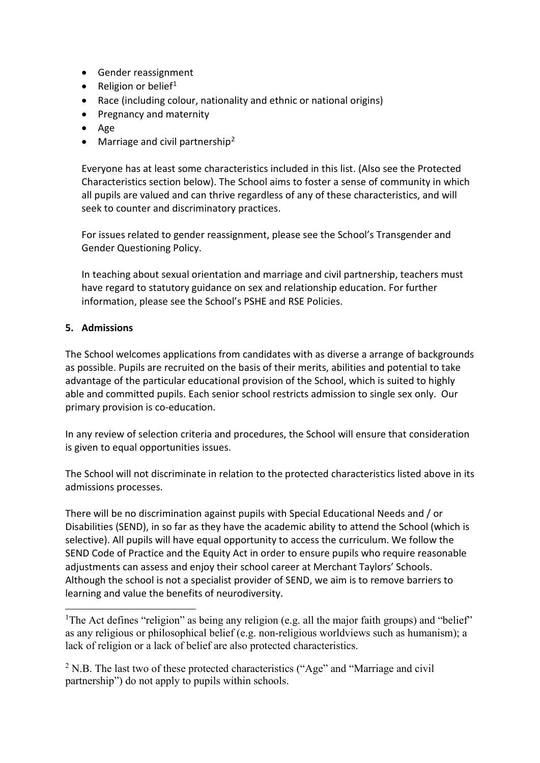- Gender reassignment
- Religion or belief[1]
- Race (including colour, nationality and ethnic or national origins)
- Pregnancy and maternity
- Age
- Marriage and civil partnership[2]

Everyone has at least some characteristics included in this list. (Also see the Protected Characteristics section below). The School aims to foster a sense of community in which all pupils are valued and can thrive regardless of any of these characteristics, and will seek to counter and discriminatory practices.

For issues related to gender reassignment, please see the School's Transgender and Gender Questioning Policy.

In teaching about sexual orientation and marriage and civil partnership, teachers must have regard to statutory guidance on sex and relationship education. For further information, please see the School's PSHE and RSE Policies.

## 5. Admissions

The School welcomes applications from candidates with as diverse a arrange of backgrounds as possible. Pupils are recruited on the basis of their merits, abilities and potential to take advantage of the particular educational provision of the School, which is suited to highly able and committed pupils. Each senior school restricts admission to single sex only. Our primary provision is co-education.

In any review of selection criteria and procedures, the School will ensure that consideration is given to equal opportunities issues.

The School will not discriminate in relation to the protected characteristics listed above in its admissions processes.

There will be no discrimination against pupils with Special Educational Needs and / or Disabilities (SEND), in so far as they have the academic ability to attend the School (which is selective). All pupils will have equal opportunity to access the curriculum. We follow the SEND Code of Practice and the Equity Act in order to ensure pupils who require reasonable adjustments can assess and enjoy their school career at Merchant Taylors' Schools. Although the school is not a specialist provider of SEND, we aim is to remove barriers to learning and value the benefits of neurodiversity.

---

[1] The Act defines "religion" as being any religion (e.g. all the major faith groups) and "belief" as any religious or philosophical belief (e.g. non-religious worldviews such as humanism); a lack of religion or a lack of belief are also protected characteristics.

[2] N.B. The last two of these protected characteristics ("Age" and "Marriage and civil partnership") do not apply to pupils within schools.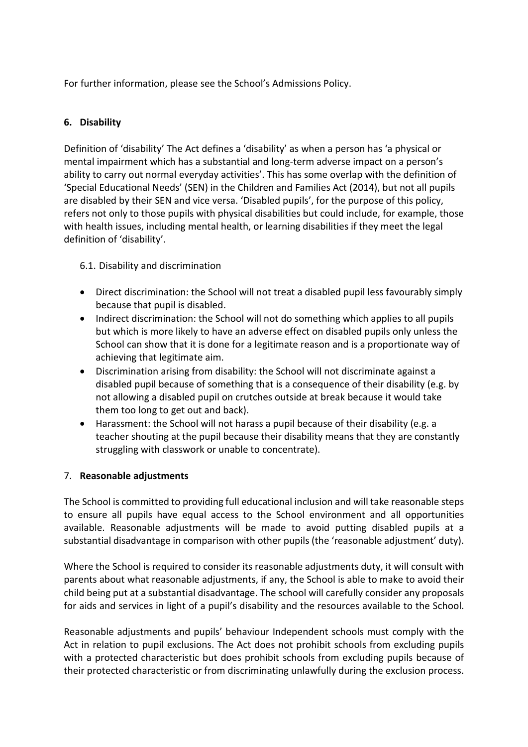For further information, please see the School's Admissions Policy.

## 6. Disability

Definition of 'disability' The Act defines a 'disability' as when a person has 'a physical or mental impairment which has a substantial and long-term adverse impact on a person's ability to carry out normal everyday activities'. This has some overlap with the definition of 'Special Educational Needs' (SEN) in the Children and Families Act (2014), but not all pupils are disabled by their SEN and vice versa. 'Disabled pupils', for the purpose of this policy, refers not only to those pupils with physical disabilities but could include, for example, those with health issues, including mental health, or learning disabilities if they meet the legal definition of 'disability'.

### 6.1. Disability and discrimination

- Direct discrimination: the School will not treat a disabled pupil less favourably simply because that pupil is disabled.
- Indirect discrimination: the School will not do something which applies to all pupils but which is more likely to have an adverse effect on disabled pupils only unless the School can show that it is done for a legitimate reason and is a proportionate way of achieving that legitimate aim.
- Discrimination arising from disability: the School will not discriminate against a disabled pupil because of something that is a consequence of their disability (e.g. by not allowing a disabled pupil on crutches outside at break because it would take them too long to get out and back).
- Harassment: the School will not harass a pupil because of their disability (e.g. a teacher shouting at the pupil because their disability means that they are constantly struggling with classwork or unable to concentrate).

## 7. Reasonable adjustments

The School is committed to providing full educational inclusion and will take reasonable steps to ensure all pupils have equal access to the School environment and all opportunities available. Reasonable adjustments will be made to avoid putting disabled pupils at a substantial disadvantage in comparison with other pupils (the 'reasonable adjustment' duty).

Where the School is required to consider its reasonable adjustments duty, it will consult with parents about what reasonable adjustments, if any, the School is able to make to avoid their child being put at a substantial disadvantage. The school will carefully consider any proposals for aids and services in light of a pupil's disability and the resources available to the School.

Reasonable adjustments and pupils' behaviour Independent schools must comply with the Act in relation to pupil exclusions. The Act does not prohibit schools from excluding pupils with a protected characteristic but does prohibit schools from excluding pupils because of their protected characteristic or from discriminating unlawfully during the exclusion process.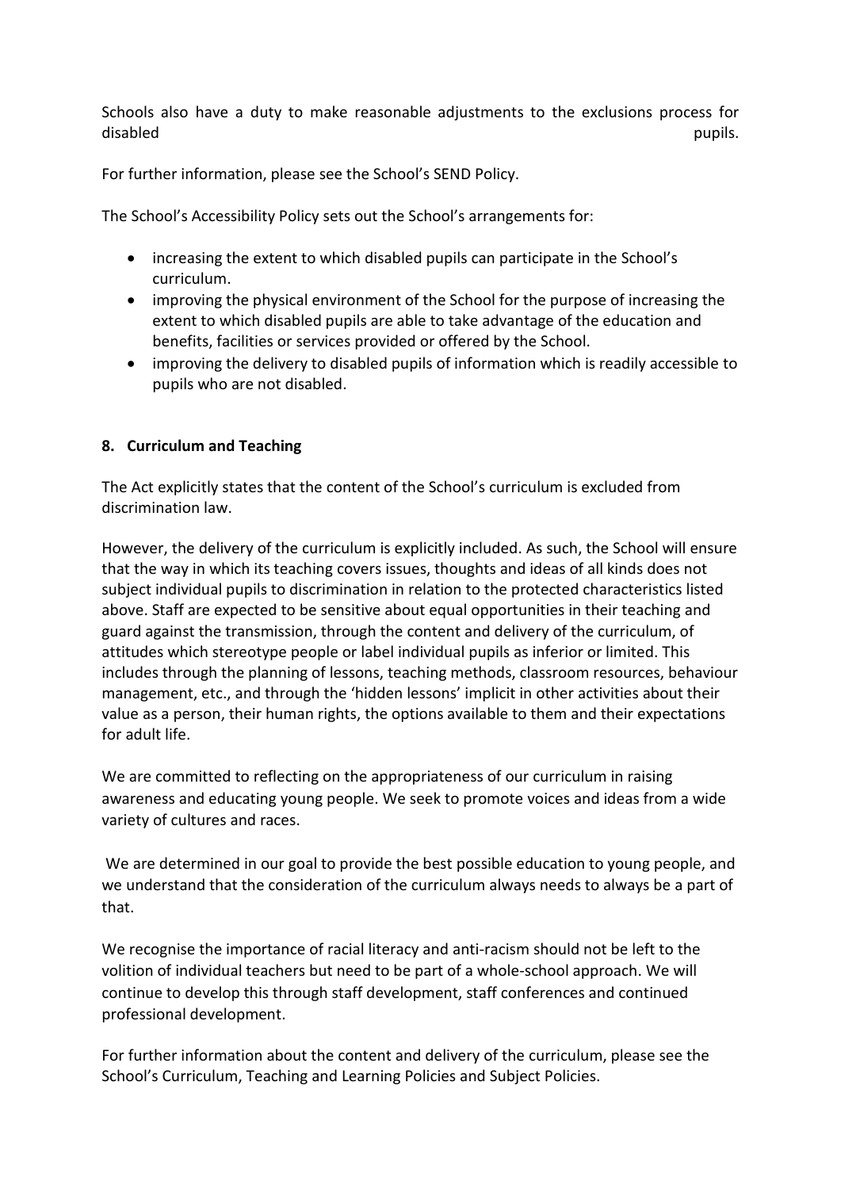Schools also have a duty to make reasonable adjustments to the exclusions process for disabled pupils.

For further information, please see the School's SEND Policy.

The School's Accessibility Policy sets out the School's arrangements for:

- increasing the extent to which disabled pupils can participate in the School's curriculum.
- improving the physical environment of the School for the purpose of increasing the extent to which disabled pupils are able to take advantage of the education and benefits, facilities or services provided or offered by the School.
- improving the delivery to disabled pupils of information which is readily accessible to pupils who are not disabled.

## 8. Curriculum and Teaching

The Act explicitly states that the content of the School's curriculum is excluded from discrimination law.

However, the delivery of the curriculum is explicitly included. As such, the School will ensure that the way in which its teaching covers issues, thoughts and ideas of all kinds does not subject individual pupils to discrimination in relation to the protected characteristics listed above. Staff are expected to be sensitive about equal opportunities in their teaching and guard against the transmission, through the content and delivery of the curriculum, of attitudes which stereotype people or label individual pupils as inferior or limited. This includes through the planning of lessons, teaching methods, classroom resources, behaviour management, etc., and through the 'hidden lessons' implicit in other activities about their value as a person, their human rights, the options available to them and their expectations for adult life.

We are committed to reflecting on the appropriateness of our curriculum in raising awareness and educating young people. We seek to promote voices and ideas from a wide variety of cultures and races.

We are determined in our goal to provide the best possible education to young people, and we understand that the consideration of the curriculum always needs to always be a part of that.

We recognise the importance of racial literacy and anti-racism should not be left to the volition of individual teachers but need to be part of a whole-school approach. We will continue to develop this through staff development, staff conferences and continued professional development.

For further information about the content and delivery of the curriculum, please see the School's Curriculum, Teaching and Learning Policies and Subject Policies.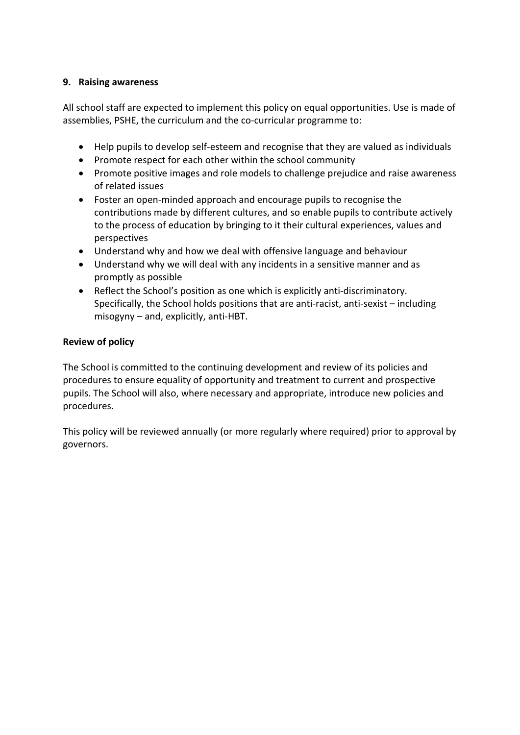## 9. Raising awareness

All school staff are expected to implement this policy on equal opportunities. Use is made of assemblies, PSHE, the curriculum and the co-curricular programme to:

- Help pupils to develop self-esteem and recognise that they are valued as individuals
- Promote respect for each other within the school community
- Promote positive images and role models to challenge prejudice and raise awareness of related issues
- Foster an open-minded approach and encourage pupils to recognise the contributions made by different cultures, and so enable pupils to contribute actively to the process of education by bringing to it their cultural experiences, values and perspectives
- Understand why and how we deal with offensive language and behaviour
- Understand why we will deal with any incidents in a sensitive manner and as promptly as possible
- Reflect the School's position as one which is explicitly anti-discriminatory. Specifically, the School holds positions that are anti-racist, anti-sexist – including misogyny – and, explicitly, anti-HBT.

**Review of policy**

The School is committed to the continuing development and review of its policies and procedures to ensure equality of opportunity and treatment to current and prospective pupils. The School will also, where necessary and appropriate, introduce new policies and procedures.

This policy will be reviewed annually (or more regularly where required) prior to approval by governors.